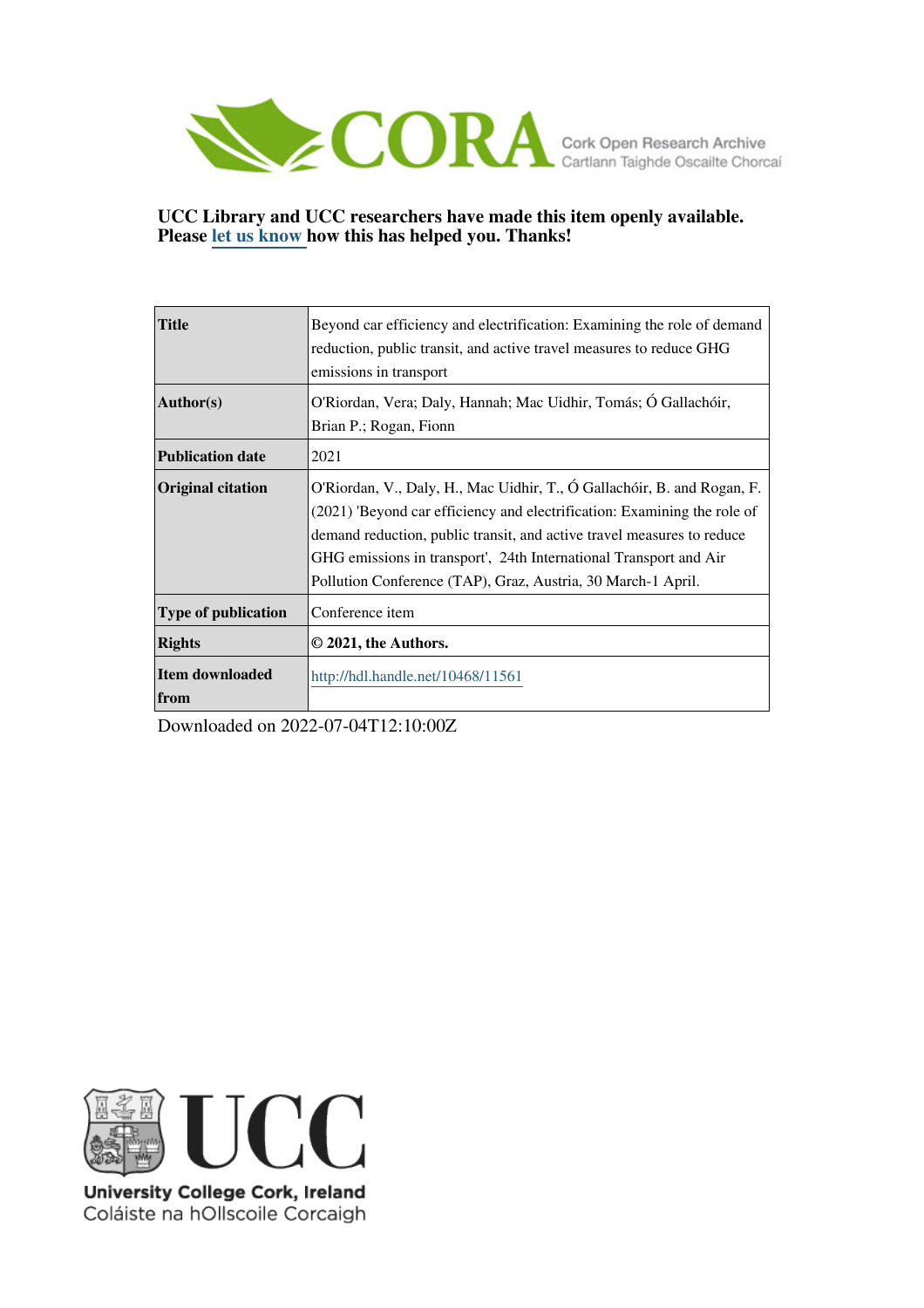CORA Cork Open Research Archive
Cartlann Taighde Oscailte Chorcaí

**UCC Library and UCC researchers have made this item openly available. Please let us know how this has helped you. Thanks!**

| | |
|---|---|
| **Title** | Beyond car efficiency and electrification: Examining the role of demand reduction, public transit, and active travel measures to reduce GHG emissions in transport |
| **Author(s)** | O'Riordan, Vera; Daly, Hannah; Mac Uidhir, Tomás; Ó Gallachóir, Brian P.; Rogan, Fionn |
| **Publication date** | 2021 |
| **Original citation** | O'Riordan, V., Daly, H., Mac Uidhir, T., Ó Gallachóir, B. and Rogan, F. (2021) 'Beyond car efficiency and electrification: Examining the role of demand reduction, public transit, and active travel measures to reduce GHG emissions in transport', 24th International Transport and Air Pollution Conference (TAP), Graz, Austria, 30 March-1 April. |
| **Type of publication** | Conference item |
| **Rights** | **© 2021, the Authors.** |
| **Item downloaded from** | http://hdl.handle.net/10468/11561 |

Downloaded on 2022-07-04T12:10:00Z

University College Cork, Ireland
Coláiste na hOllscoile Corcaigh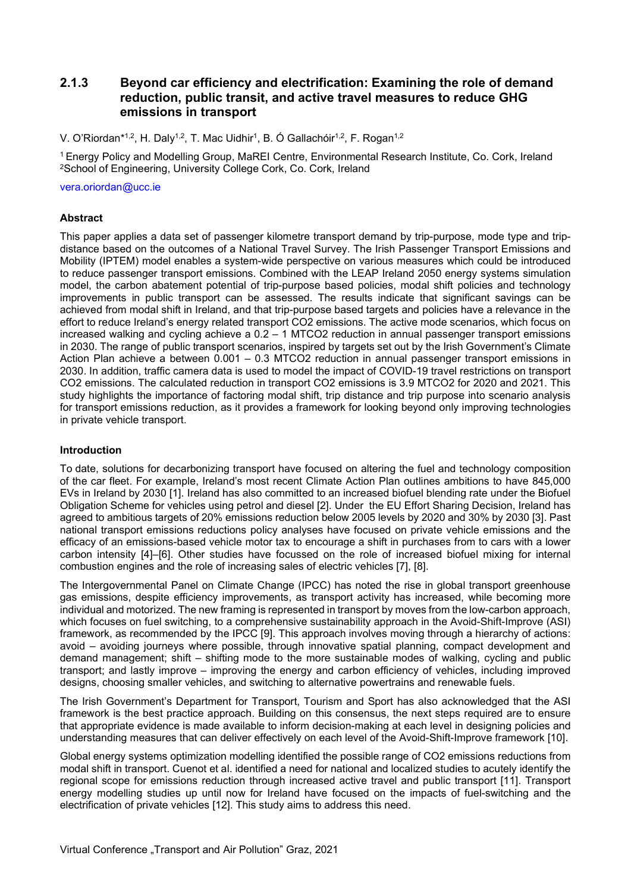## 2.1.3 Beyond car efficiency and electrification: Examining the role of demand reduction, public transit, and active travel measures to reduce GHG emissions in transport

V. O'Riordan*[1,2], H. Daly[1,2], T. Mac Uidhir[1], B. Ó Gallachóir[1,2], F. Rogan[1,2]

[1] Energy Policy and Modelling Group, MaREI Centre, Environmental Research Institute, Co. Cork, Ireland
[2] School of Engineering, University College Cork, Co. Cork, Ireland

vera.oriordan@ucc.ie

### Abstract

This paper applies a data set of passenger kilometre transport demand by trip-purpose, mode type and trip-distance based on the outcomes of a National Travel Survey. The Irish Passenger Transport Emissions and Mobility (IPTEM) model enables a system-wide perspective on various measures which could be introduced to reduce passenger transport emissions. Combined with the LEAP Ireland 2050 energy systems simulation model, the carbon abatement potential of trip-purpose based policies, modal shift policies and technology improvements in public transport can be assessed. The results indicate that significant savings can be achieved from modal shift in Ireland, and that trip-purpose based targets and policies have a relevance in the effort to reduce Ireland's energy related transport $CO_2$ emissions. The active mode scenarios, which focus on increased walking and cycling achieve a 0.2 – 1 $MTCO_2$ reduction in annual passenger transport emissions in 2030. The range of public transport scenarios, inspired by targets set out by the Irish Government's Climate Action Plan achieve a between 0.001 – 0.3 $MTCO_2$ reduction in annual passenger transport emissions in 2030. In addition, traffic camera data is used to model the impact of COVID-19 travel restrictions on transport $CO_2$ emissions. The calculated reduction in transport $CO_2$ emissions is 3.9 $MTCO_2$ for 2020 and 2021. This study highlights the importance of factoring modal shift, trip distance and trip purpose into scenario analysis for transport emissions reduction, as it provides a framework for looking beyond only improving technologies in private vehicle transport.

### Introduction

To date, solutions for decarbonizing transport have focused on altering the fuel and technology composition of the car fleet. For example, Ireland's most recent Climate Action Plan outlines ambitions to have 845,000 EVs in Ireland by 2030 [1]. Ireland has also committed to an increased biofuel blending rate under the Biofuel Obligation Scheme for vehicles using petrol and diesel [2]. Under the EU Effort Sharing Decision, Ireland has agreed to ambitious targets of 20% emissions reduction below 2005 levels by 2020 and 30% by 2030 [3]. Past national transport emissions reductions policy analyses have focused on private vehicle emissions and the efficacy of an emissions-based vehicle motor tax to encourage a shift in purchases from to cars with a lower carbon intensity [4]–[6]. Other studies have focussed on the role of increased biofuel mixing for internal combustion engines and the role of increasing sales of electric vehicles [7], [8].

The Intergovernmental Panel on Climate Change (IPCC) has noted the rise in global transport greenhouse gas emissions, despite efficiency improvements, as transport activity has increased, while becoming more individual and motorized. The new framing is represented in transport by moves from the low-carbon approach, which focuses on fuel switching, to a comprehensive sustainability approach in the Avoid-Shift-Improve (ASI) framework, as recommended by the IPCC [9]. This approach involves moving through a hierarchy of actions: avoid – avoiding journeys where possible, through innovative spatial planning, compact development and demand management; shift – shifting mode to the more sustainable modes of walking, cycling and public transport; and lastly improve – improving the energy and carbon efficiency of vehicles, including improved designs, choosing smaller vehicles, and switching to alternative powertrains and renewable fuels.

The Irish Government's Department for Transport, Tourism and Sport has also acknowledged that the ASI framework is the best practice approach. Building on this consensus, the next steps required are to ensure that appropriate evidence is made available to inform decision-making at each level in designing policies and understanding measures that can deliver effectively on each level of the Avoid-Shift-Improve framework [10].

Global energy systems optimization modelling identified the possible range of $CO_2$ emissions reductions from modal shift in transport. Cuenot et al. identified a need for national and localized studies to acutely identify the regional scope for emissions reduction through increased active travel and public transport [11]. Transport energy modelling studies up until now for Ireland have focused on the impacts of fuel-switching and the electrification of private vehicles [12]. This study aims to address this need.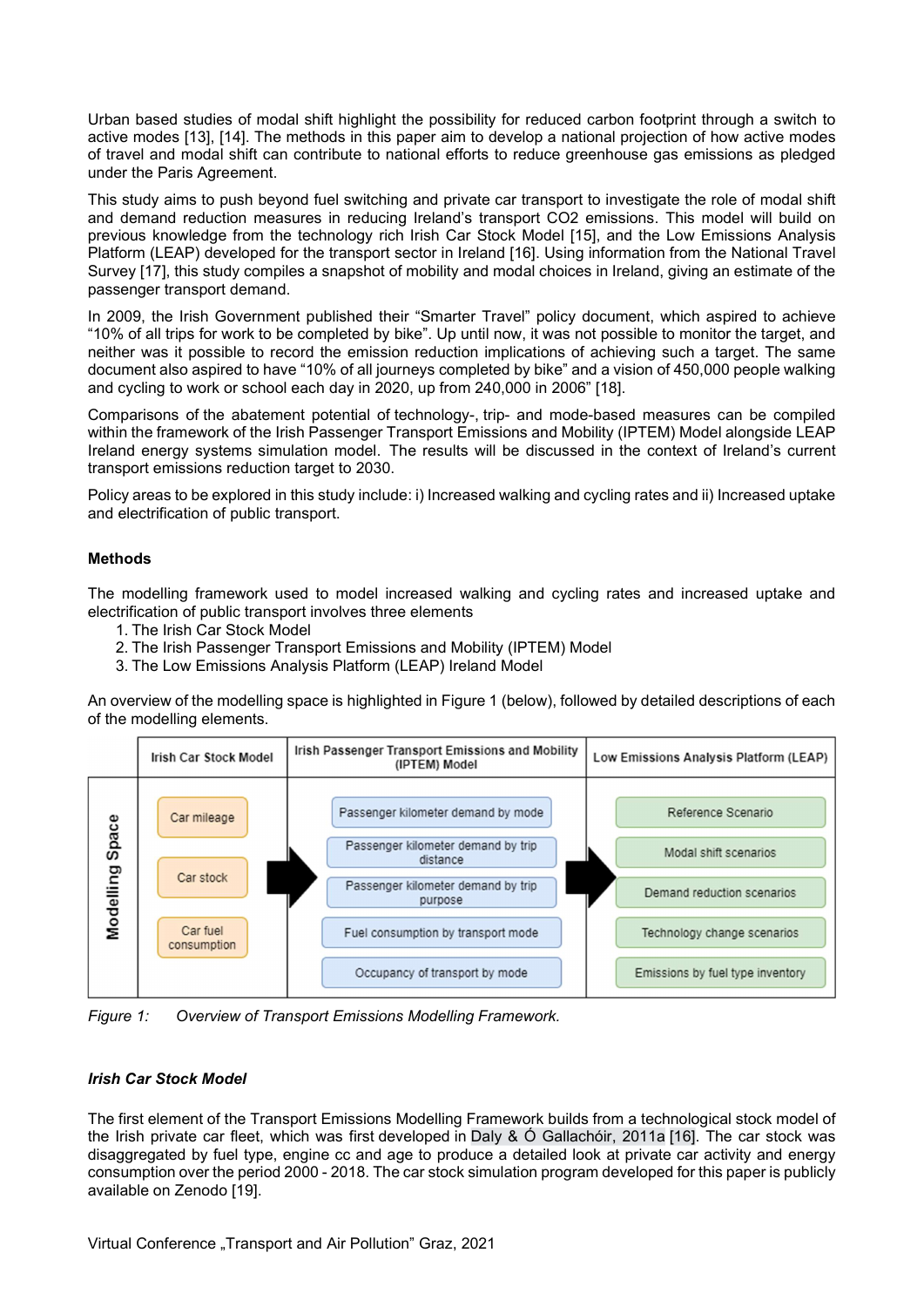Urban based studies of modal shift highlight the possibility for reduced carbon footprint through a switch to active modes [13], [14]. The methods in this paper aim to develop a national projection of how active modes of travel and modal shift can contribute to national efforts to reduce greenhouse gas emissions as pledged under the Paris Agreement.

This study aims to push beyond fuel switching and private car transport to investigate the role of modal shift and demand reduction measures in reducing Ireland's transport CO2 emissions. This model will build on previous knowledge from the technology rich Irish Car Stock Model [15], and the Low Emissions Analysis Platform (LEAP) developed for the transport sector in Ireland [16]. Using information from the National Travel Survey [17], this study compiles a snapshot of mobility and modal choices in Ireland, giving an estimate of the passenger transport demand.

In 2009, the Irish Government published their "Smarter Travel" policy document, which aspired to achieve "10% of all trips for work to be completed by bike". Up until now, it was not possible to monitor the target, and neither was it possible to record the emission reduction implications of achieving such a target. The same document also aspired to have "10% of all journeys completed by bike" and a vision of 450,000 people walking and cycling to work or school each day in 2020, up from 240,000 in 2006" [18].

Comparisons of the abatement potential of technology-, trip- and mode-based measures can be compiled within the framework of the Irish Passenger Transport Emissions and Mobility (IPTEM) Model alongside LEAP Ireland energy systems simulation model. The results will be discussed in the context of Ireland's current transport emissions reduction target to 2030.

Policy areas to be explored in this study include: i) Increased walking and cycling rates and ii) Increased uptake and electrification of public transport.

## Methods

The modelling framework used to model increased walking and cycling rates and increased uptake and electrification of public transport involves three elements

1. The Irish Car Stock Model
2. The Irish Passenger Transport Emissions and Mobility (IPTEM) Model
3. The Low Emissions Analysis Platform (LEAP) Ireland Model

An overview of the modelling space is highlighted in Figure 1 (below), followed by detailed descriptions of each of the modelling elements.

| Modelling Space | Irish Car Stock Model | Irish Passenger Transport Emissions and Mobility (IPTEM) Model | Low Emissions Analysis Platform (LEAP) |
|---|---|---|---|
| | Car mileage | Passenger kilometer demand by mode | Reference Scenario |
| | Car stock | Passenger kilometer demand by trip distance | Modal shift scenarios |
| | Car fuel consumption | Passenger kilometer demand by trip purpose | Demand reduction scenarios |
| | | Fuel consumption by transport mode | Technology change scenarios |
| | | Occupancy of transport by mode | Emissions by fuel type inventory |

*Figure 1: Overview of Transport Emissions Modelling Framework.*

### *Irish Car Stock Model*

The first element of the Transport Emissions Modelling Framework builds from a technological stock model of the Irish private car fleet, which was first developed in Daly & Ó Gallachóir, 2011a [16]. The car stock was disaggregated by fuel type, engine cc and age to produce a detailed look at private car activity and energy consumption over the period 2000 - 2018. The car stock simulation program developed for this paper is publicly available on Zenodo [19].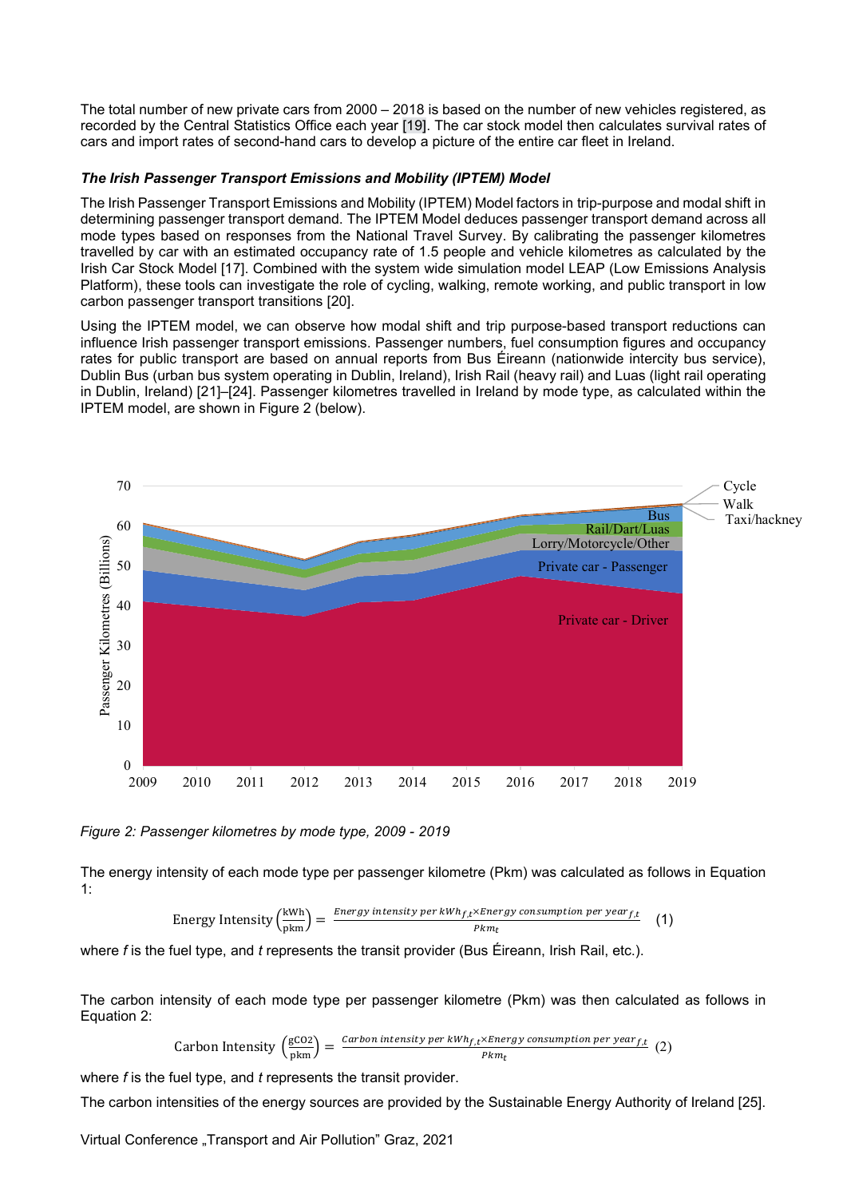The total number of new private cars from 2000 – 2018 is based on the number of new vehicles registered, as recorded by the Central Statistics Office each year [19]. The car stock model then calculates survival rates of cars and import rates of second-hand cars to develop a picture of the entire car fleet in Ireland.

***The Irish Passenger Transport Emissions and Mobility (IPTEM) Model***

The Irish Passenger Transport Emissions and Mobility (IPTEM) Model factors in trip-purpose and modal shift in determining passenger transport demand. The IPTEM Model deduces passenger transport demand across all mode types based on responses from the National Travel Survey. By calibrating the passenger kilometres travelled by car with an estimated occupancy rate of 1.5 people and vehicle kilometres as calculated by the Irish Car Stock Model [17]. Combined with the system wide simulation model LEAP (Low Emissions Analysis Platform), these tools can investigate the role of cycling, walking, remote working, and public transport in low carbon passenger transport transitions [20].

Using the IPTEM model, we can observe how modal shift and trip purpose-based transport reductions can influence Irish passenger transport emissions. Passenger numbers, fuel consumption figures and occupancy rates for public transport are based on annual reports from Bus Éireann (nationwide intercity bus service), Dublin Bus (urban bus system operating in Dublin, Ireland), Irish Rail (heavy rail) and Luas (light rail operating in Dublin, Ireland) [21]–[24]. Passenger kilometres travelled in Ireland by mode type, as calculated within the IPTEM model, are shown in Figure 2 (below).

*Figure 2: Passenger kilometres by mode type, 2009 - 2019*

The energy intensity of each mode type per passenger kilometre (Pkm) was calculated as follows in Equation 1:

$$\text{Energy Intensity}\left(\frac{\text{kWh}}{\text{pkm}}\right) = \frac{\textit{Energy intensity per kWh}_{f,t} \times \textit{Energy consumption per year}_{f,t}}{\textit{Pkm}_t} \quad (1)$$

where *f* is the fuel type, and *t* represents the transit provider (Bus Éireann, Irish Rail, etc.).

The carbon intensity of each mode type per passenger kilometre (Pkm) was then calculated as follows in Equation 2:

$$\text{Carbon Intensity}\left(\frac{\text{gCO2}}{\text{pkm}}\right) = \frac{\textit{Carbon intensity per kWh}_{f,t} \times \textit{Energy consumption per year}_{f,t}}{\textit{Pkm}_t} \quad (2)$$

where *f* is the fuel type, and *t* represents the transit provider.

The carbon intensities of the energy sources are provided by the Sustainable Energy Authority of Ireland [25].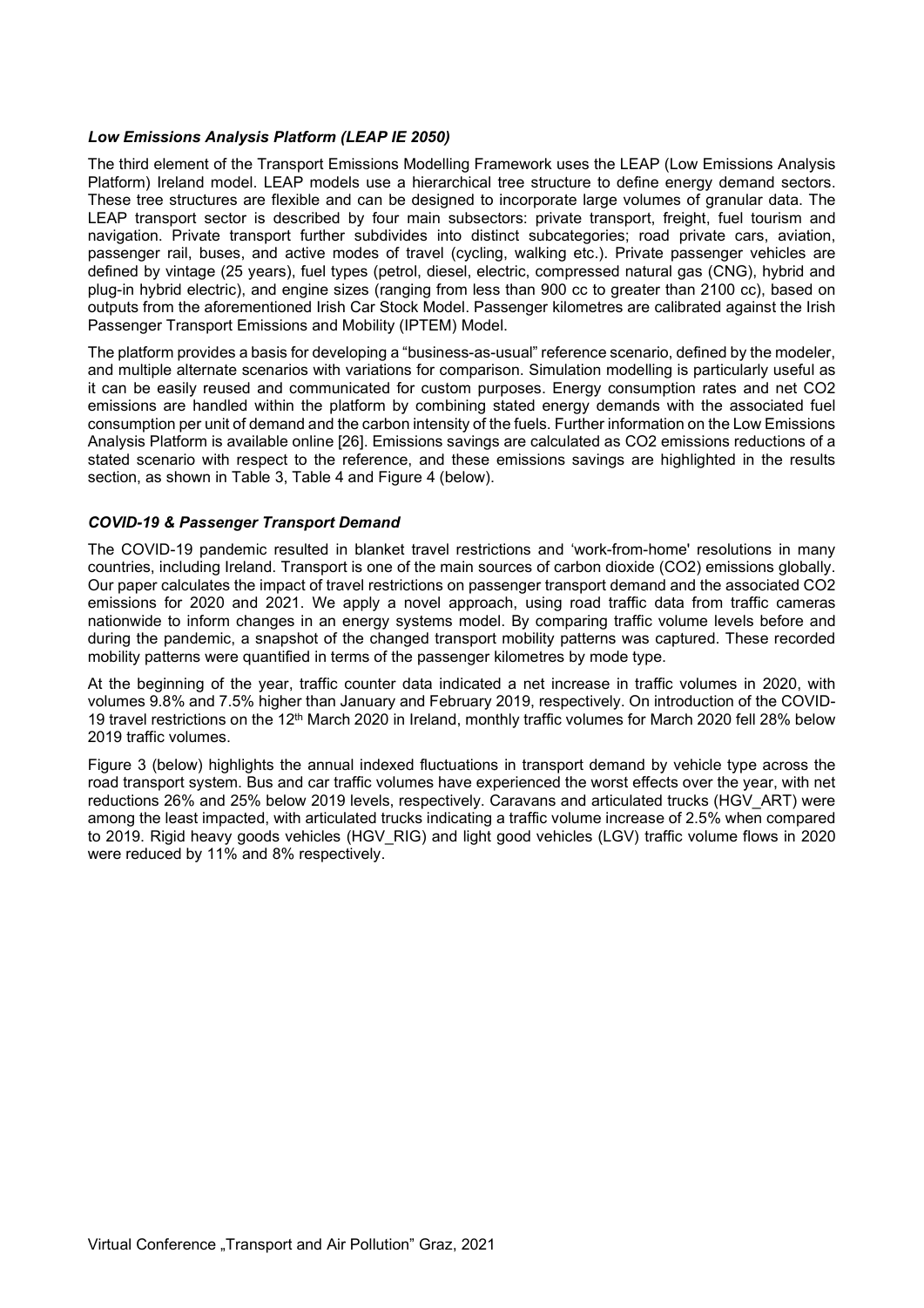### *Low Emissions Analysis Platform (LEAP IE 2050)*

The third element of the Transport Emissions Modelling Framework uses the LEAP (Low Emissions Analysis Platform) Ireland model. LEAP models use a hierarchical tree structure to define energy demand sectors. These tree structures are flexible and can be designed to incorporate large volumes of granular data. The LEAP transport sector is described by four main subsectors: private transport, freight, fuel tourism and navigation. Private transport further subdivides into distinct subcategories; road private cars, aviation, passenger rail, buses, and active modes of travel (cycling, walking etc.). Private passenger vehicles are defined by vintage (25 years), fuel types (petrol, diesel, electric, compressed natural gas (CNG), hybrid and plug-in hybrid electric), and engine sizes (ranging from less than 900 cc to greater than 2100 cc), based on outputs from the aforementioned Irish Car Stock Model. Passenger kilometres are calibrated against the Irish Passenger Transport Emissions and Mobility (IPTEM) Model.

The platform provides a basis for developing a "business-as-usual" reference scenario, defined by the modeler, and multiple alternate scenarios with variations for comparison. Simulation modelling is particularly useful as it can be easily reused and communicated for custom purposes. Energy consumption rates and net $CO_2$ emissions are handled within the platform by combining stated energy demands with the associated fuel consumption per unit of demand and the carbon intensity of the fuels. Further information on the Low Emissions Analysis Platform is available online [26]. Emissions savings are calculated as $CO_2$ emissions reductions of a stated scenario with respect to the reference, and these emissions savings are highlighted in the results section, as shown in Table 3, Table 4 and Figure 4 (below).

### *COVID-19 & Passenger Transport Demand*

The COVID-19 pandemic resulted in blanket travel restrictions and 'work-from-home' resolutions in many countries, including Ireland. Transport is one of the main sources of carbon dioxide ($CO_2$) emissions globally. Our paper calculates the impact of travel restrictions on passenger transport demand and the associated $CO_2$ emissions for 2020 and 2021. We apply a novel approach, using road traffic data from traffic cameras nationwide to inform changes in an energy systems model. By comparing traffic volume levels before and during the pandemic, a snapshot of the changed transport mobility patterns was captured. These recorded mobility patterns were quantified in terms of the passenger kilometres by mode type.

At the beginning of the year, traffic counter data indicated a net increase in traffic volumes in 2020, with volumes 9.8% and 7.5% higher than January and February 2019, respectively. On introduction of the COVID-19 travel restrictions on the 12th March 2020 in Ireland, monthly traffic volumes for March 2020 fell 28% below 2019 traffic volumes.

Figure 3 (below) highlights the annual indexed fluctuations in transport demand by vehicle type across the road transport system. Bus and car traffic volumes have experienced the worst effects over the year, with net reductions 26% and 25% below 2019 levels, respectively. Caravans and articulated trucks (HGV_ART) were among the least impacted, with articulated trucks indicating a traffic volume increase of 2.5% when compared to 2019. Rigid heavy goods vehicles (HGV_RIG) and light good vehicles (LGV) traffic volume flows in 2020 were reduced by 11% and 8% respectively.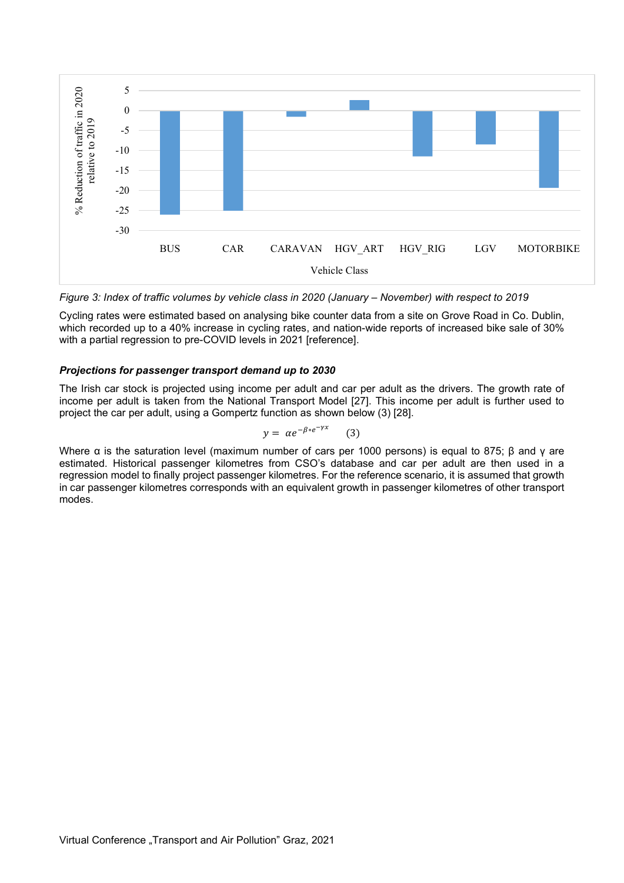*Figure 3: Index of traffic volumes by vehicle class in 2020 (January – November) with respect to 2019*

Cycling rates were estimated based on analysing bike counter data from a site on Grove Road in Co. Dublin, which recorded up to a 40% increase in cycling rates, and nation-wide reports of increased bike sale of 30% with a partial regression to pre-COVID levels in 2021 [reference].

***Projections for passenger transport demand up to 2030***

The Irish car stock is projected using income per adult and car per adult as the drivers. The growth rate of income per adult is taken from the National Transport Model [27]. This income per adult is further used to project the car per adult, using a Gompertz function as shown below (3) [28].

$$y = \alpha e^{-\beta * e^{-\gamma x}} \qquad (3)$$

Where α is the saturation level (maximum number of cars per 1000 persons) is equal to 875; β and γ are estimated. Historical passenger kilometres from CSO's database and car per adult are then used in a regression model to finally project passenger kilometres. For the reference scenario, it is assumed that growth in car passenger kilometres corresponds with an equivalent growth in passenger kilometres of other transport modes.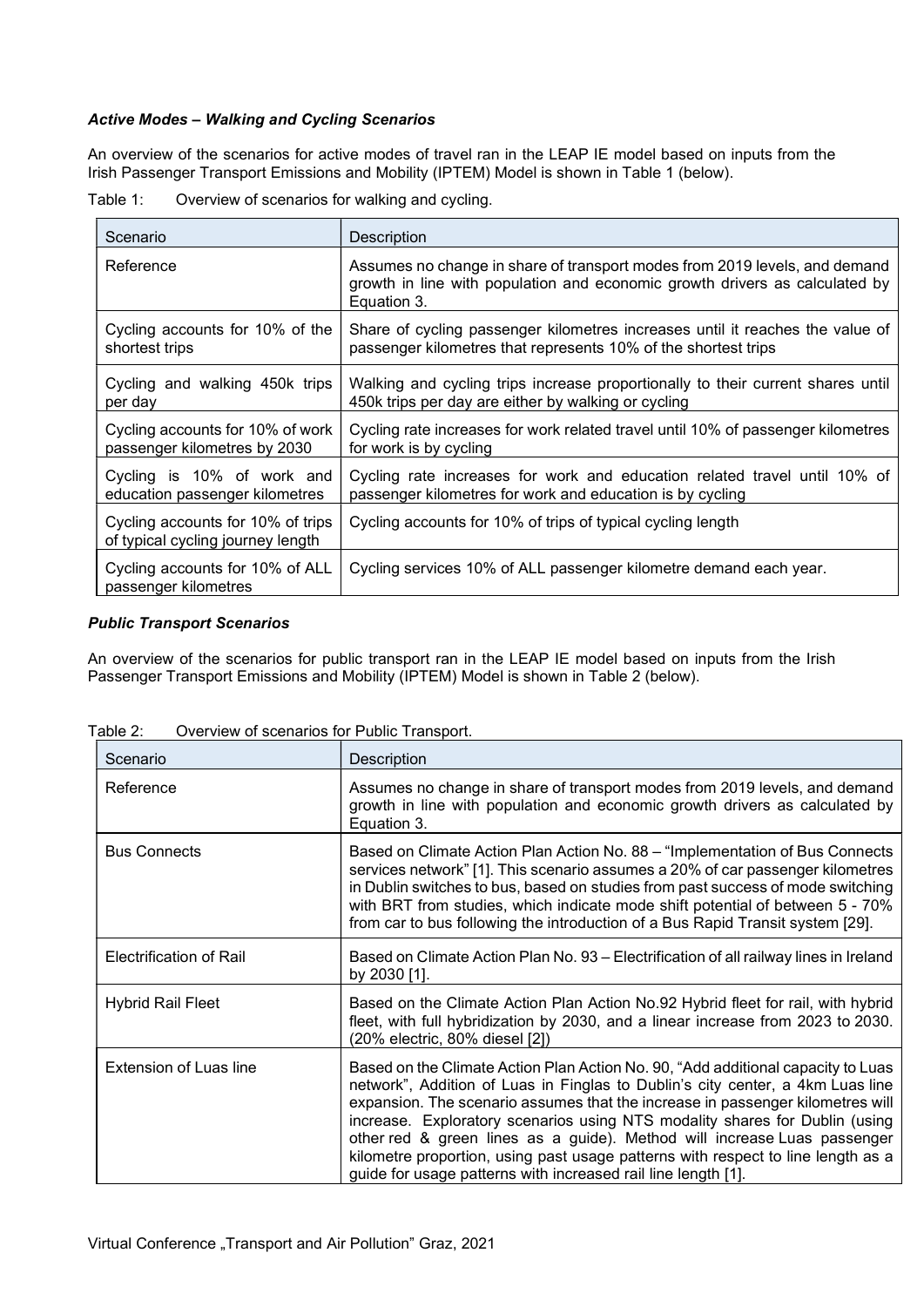***Active Modes – Walking and Cycling Scenarios***

An overview of the scenarios for active modes of travel ran in the LEAP IE model based on inputs from the Irish Passenger Transport Emissions and Mobility (IPTEM) Model is shown in Table 1 (below).

Table 1: Overview of scenarios for walking and cycling.

| Scenario | Description |
|---|---|
| Reference | Assumes no change in share of transport modes from 2019 levels, and demand growth in line with population and economic growth drivers as calculated by Equation 3. |
| Cycling accounts for 10% of the shortest trips | Share of cycling passenger kilometres increases until it reaches the value of passenger kilometres that represents 10% of the shortest trips |
| Cycling and walking 450k trips per day | Walking and cycling trips increase proportionally to their current shares until 450k trips per day are either by walking or cycling |
| Cycling accounts for 10% of work passenger kilometres by 2030 | Cycling rate increases for work related travel until 10% of passenger kilometres for work is by cycling |
| Cycling is 10% of work and education passenger kilometres | Cycling rate increases for work and education related travel until 10% of passenger kilometres for work and education is by cycling |
| Cycling accounts for 10% of trips of typical cycling journey length | Cycling accounts for 10% of trips of typical cycling length |
| Cycling accounts for 10% of ALL passenger kilometres | Cycling services 10% of ALL passenger kilometre demand each year. |

***Public Transport Scenarios***

An overview of the scenarios for public transport ran in the LEAP IE model based on inputs from the Irish Passenger Transport Emissions and Mobility (IPTEM) Model is shown in Table 2 (below).

Table 2: Overview of scenarios for Public Transport.

| Scenario | Description |
|---|---|
| Reference | Assumes no change in share of transport modes from 2019 levels, and demand growth in line with population and economic growth drivers as calculated by Equation 3. |
| Bus Connects | Based on Climate Action Plan Action No. 88 – "Implementation of Bus Connects services network" [1]. This scenario assumes a 20% of car passenger kilometres in Dublin switches to bus, based on studies from past success of mode switching with BRT from studies, which indicate mode shift potential of between 5 - 70% from car to bus following the introduction of a Bus Rapid Transit system [29]. |
| Electrification of Rail | Based on Climate Action Plan No. 93 – Electrification of all railway lines in Ireland by 2030 [1]. |
| Hybrid Rail Fleet | Based on the Climate Action Plan Action No.92 Hybrid fleet for rail, with hybrid fleet, with full hybridization by 2030, and a linear increase from 2023 to 2030. (20% electric, 80% diesel [2]) |
| Extension of Luas line | Based on the Climate Action Plan Action No. 90, "Add additional capacity to Luas network", Addition of Luas in Finglas to Dublin's city center, a 4km Luas line expansion. The scenario assumes that the increase in passenger kilometres will increase. Exploratory scenarios using NTS modality shares for Dublin (using other red & green lines as a guide). Method will increase Luas passenger kilometre proportion, using past usage patterns with respect to line length as a guide for usage patterns with increased rail line length [1]. |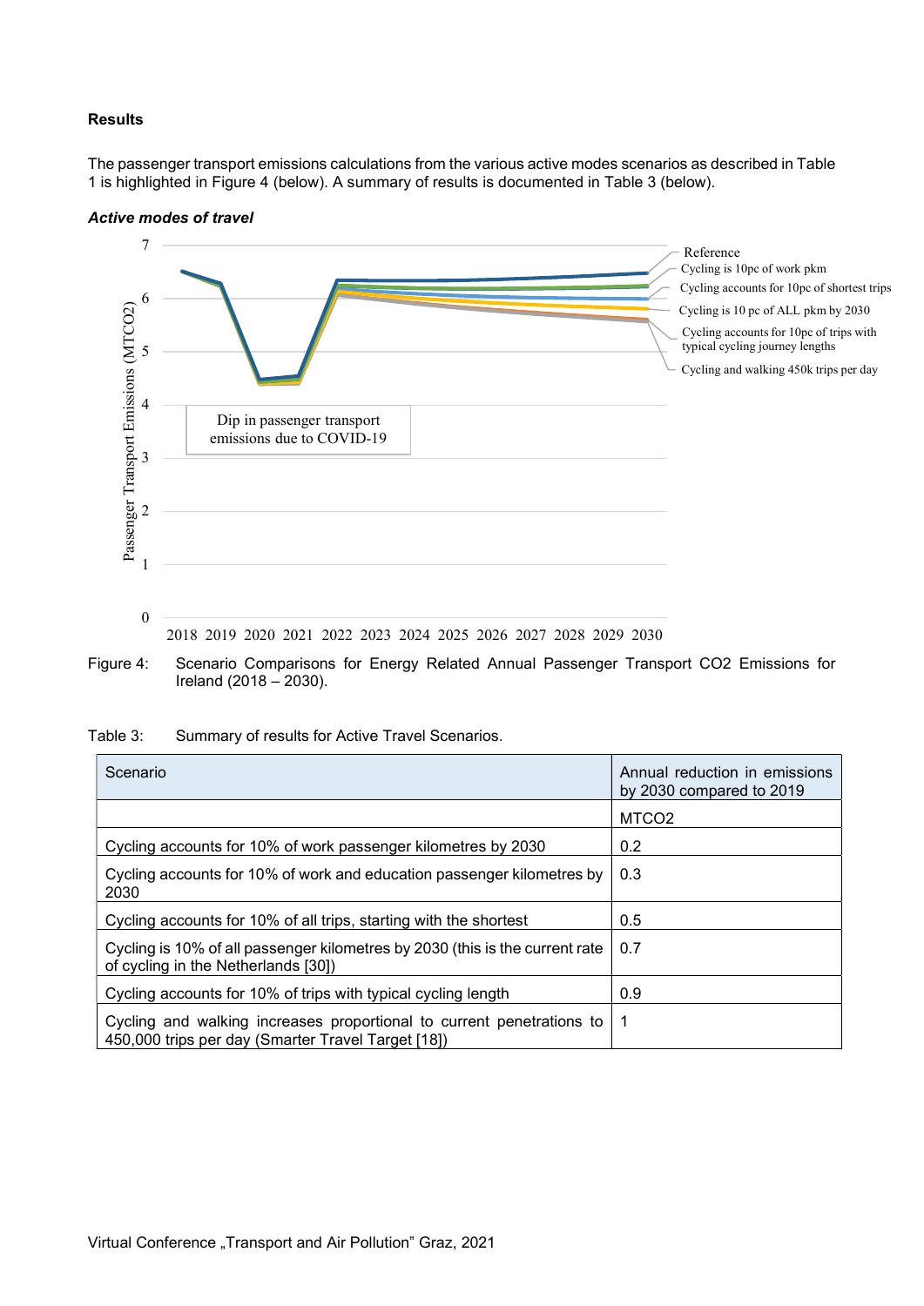**Results**

The passenger transport emissions calculations from the various active modes scenarios as described in Table 1 is highlighted in Figure 4 (below). A summary of results is documented in Table 3 (below).

***Active modes of travel***

Figure 4: Scenario Comparisons for Energy Related Annual Passenger Transport CO2 Emissions for Ireland (2018 – 2030).

Table 3: Summary of results for Active Travel Scenarios.

| Scenario | Annual reduction in emissions by 2030 compared to 2019 |
|---|---|
| | MTCO2 |
| Cycling accounts for 10% of work passenger kilometres by 2030 | 0.2 |
| Cycling accounts for 10% of work and education passenger kilometres by 2030 | 0.3 |
| Cycling accounts for 10% of all trips, starting with the shortest | 0.5 |
| Cycling is 10% of all passenger kilometres by 2030 (this is the current rate of cycling in the Netherlands [30]) | 0.7 |
| Cycling accounts for 10% of trips with typical cycling length | 0.9 |
| Cycling and walking increases proportional to current penetrations to 450,000 trips per day (Smarter Travel Target [18]) | 1 |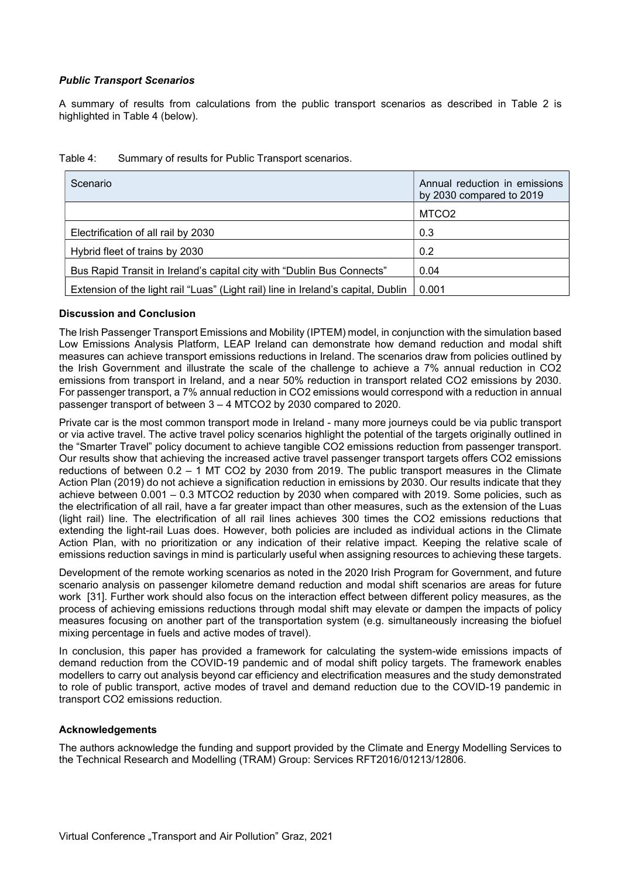***Public Transport Scenarios***

A summary of results from calculations from the public transport scenarios as described in Table 2 is highlighted in Table 4 (below).

Table 4: Summary of results for Public Transport scenarios.

| Scenario | Annual reduction in emissions by 2030 compared to 2019 |
|---|---|
| | $MTCO_2$ |
| Electrification of all rail by 2030 | 0.3 |
| Hybrid fleet of trains by 2030 | 0.2 |
| Bus Rapid Transit in Ireland's capital city with "Dublin Bus Connects" | 0.04 |
| Extension of the light rail "Luas" (Light rail) line in Ireland's capital, Dublin | 0.001 |

**Discussion and Conclusion**

The Irish Passenger Transport Emissions and Mobility (IPTEM) model, in conjunction with the simulation based Low Emissions Analysis Platform, LEAP Ireland can demonstrate how demand reduction and modal shift measures can achieve transport emissions reductions in Ireland. The scenarios draw from policies outlined by the Irish Government and illustrate the scale of the challenge to achieve a 7% annual reduction in $CO_2$ emissions from transport in Ireland, and a near 50% reduction in transport related $CO_2$ emissions by 2030. For passenger transport, a 7% annual reduction in $CO_2$ emissions would correspond with a reduction in annual passenger transport of between 3 – 4 $MTCO_2$ by 2030 compared to 2020.

Private car is the most common transport mode in Ireland - many more journeys could be via public transport or via active travel. The active travel policy scenarios highlight the potential of the targets originally outlined in the "Smarter Travel" policy document to achieve tangible $CO_2$ emissions reduction from passenger transport. Our results show that achieving the increased active travel passenger transport targets offers $CO_2$ emissions reductions of between 0.2 – 1 MT $CO_2$ by 2030 from 2019. The public transport measures in the Climate Action Plan (2019) do not achieve a signification reduction in emissions by 2030. Our results indicate that they achieve between 0.001 – 0.3 $MTCO_2$ reduction by 2030 when compared with 2019. Some policies, such as the electrification of all rail, have a far greater impact than other measures, such as the extension of the Luas (light rail) line. The electrification of all rail lines achieves 300 times the $CO_2$ emissions reductions that extending the light-rail Luas does. However, both policies are included as individual actions in the Climate Action Plan, with no prioritization or any indication of their relative impact. Keeping the relative scale of emissions reduction savings in mind is particularly useful when assigning resources to achieving these targets.

Development of the remote working scenarios as noted in the 2020 Irish Program for Government, and future scenario analysis on passenger kilometre demand reduction and modal shift scenarios are areas for future work [31]. Further work should also focus on the interaction effect between different policy measures, as the process of achieving emissions reductions through modal shift may elevate or dampen the impacts of policy measures focusing on another part of the transportation system (e.g. simultaneously increasing the biofuel mixing percentage in fuels and active modes of travel).

In conclusion, this paper has provided a framework for calculating the system-wide emissions impacts of demand reduction from the COVID-19 pandemic and of modal shift policy targets. The framework enables modellers to carry out analysis beyond car efficiency and electrification measures and the study demonstrated to role of public transport, active modes of travel and demand reduction due to the COVID-19 pandemic in transport $CO_2$ emissions reduction.

**Acknowledgements**

The authors acknowledge the funding and support provided by the Climate and Energy Modelling Services to the Technical Research and Modelling (TRAM) Group: Services RFT2016/01213/12806.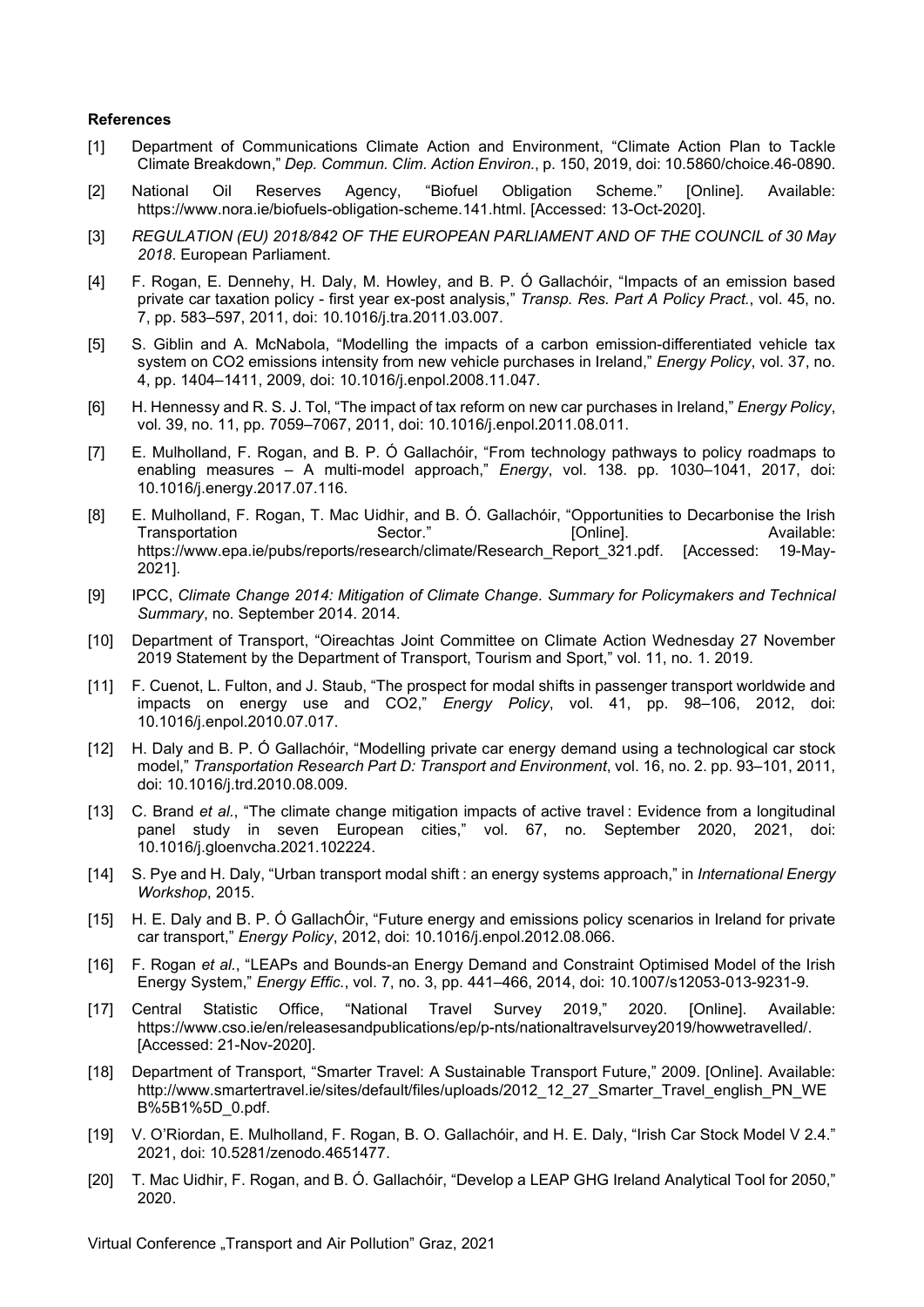**References**

[1] Department of Communications Climate Action and Environment, "Climate Action Plan to Tackle Climate Breakdown," *Dep. Commun. Clim. Action Environ.*, p. 150, 2019, doi: 10.5860/choice.46-0890.

[2] National Oil Reserves Agency, "Biofuel Obligation Scheme." [Online]. Available: https://www.nora.ie/biofuels-obligation-scheme.141.html. [Accessed: 13-Oct-2020].

[3] *REGULATION (EU) 2018/842 OF THE EUROPEAN PARLIAMENT AND OF THE COUNCIL of 30 May 2018*. European Parliament.

[4] F. Rogan, E. Dennehy, H. Daly, M. Howley, and B. P. Ó Gallachóir, "Impacts of an emission based private car taxation policy - first year ex-post analysis," *Transp. Res. Part A Policy Pract.*, vol. 45, no. 7, pp. 583–597, 2011, doi: 10.1016/j.tra.2011.03.007.

[5] S. Giblin and A. McNabola, "Modelling the impacts of a carbon emission-differentiated vehicle tax system on CO2 emissions intensity from new vehicle purchases in Ireland," *Energy Policy*, vol. 37, no. 4, pp. 1404–1411, 2009, doi: 10.1016/j.enpol.2008.11.047.

[6] H. Hennessy and R. S. J. Tol, "The impact of tax reform on new car purchases in Ireland," *Energy Policy*, vol. 39, no. 11, pp. 7059–7067, 2011, doi: 10.1016/j.enpol.2011.08.011.

[7] E. Mulholland, F. Rogan, and B. P. Ó Gallachóir, "From technology pathways to policy roadmaps to enabling measures – A multi-model approach," *Energy*, vol. 138. pp. 1030–1041, 2017, doi: 10.1016/j.energy.2017.07.116.

[8] E. Mulholland, F. Rogan, T. Mac Uidhir, and B. Ó. Gallachóir, "Opportunities to Decarbonise the Irish Transportation Sector." [Online]. Available: https://www.epa.ie/pubs/reports/research/climate/Research_Report_321.pdf. [Accessed: 19-May-2021].

[9] IPCC, *Climate Change 2014: Mitigation of Climate Change. Summary for Policymakers and Technical Summary*, no. September 2014. 2014.

[10] Department of Transport, "Oireachtas Joint Committee on Climate Action Wednesday 27 November 2019 Statement by the Department of Transport, Tourism and Sport," vol. 11, no. 1. 2019.

[11] F. Cuenot, L. Fulton, and J. Staub, "The prospect for modal shifts in passenger transport worldwide and impacts on energy use and CO2," *Energy Policy*, vol. 41, pp. 98–106, 2012, doi: 10.1016/j.enpol.2010.07.017.

[12] H. Daly and B. P. Ó Gallachóir, "Modelling private car energy demand using a technological car stock model," *Transportation Research Part D: Transport and Environment*, vol. 16, no. 2. pp. 93–101, 2011, doi: 10.1016/j.trd.2010.08.009.

[13] C. Brand *et al.*, "The climate change mitigation impacts of active travel : Evidence from a longitudinal panel study in seven European cities," vol. 67, no. September 2020, 2021, doi: 10.1016/j.gloenvcha.2021.102224.

[14] S. Pye and H. Daly, "Urban transport modal shift : an energy systems approach," in *International Energy Workshop*, 2015.

[15] H. E. Daly and B. P. Ó GallachÓir, "Future energy and emissions policy scenarios in Ireland for private car transport," *Energy Policy*, 2012, doi: 10.1016/j.enpol.2012.08.066.

[16] F. Rogan *et al.*, "LEAPs and Bounds-an Energy Demand and Constraint Optimised Model of the Irish Energy System," *Energy Effic.*, vol. 7, no. 3, pp. 441–466, 2014, doi: 10.1007/s12053-013-9231-9.

[17] Central Statistic Office, "National Travel Survey 2019," 2020. [Online]. Available: https://www.cso.ie/en/releasesandpublications/ep/p-nts/nationaltravelsurvey2019/howwetravelled/. [Accessed: 21-Nov-2020].

[18] Department of Transport, "Smarter Travel: A Sustainable Transport Future," 2009. [Online]. Available: http://www.smartertravel.ie/sites/default/files/uploads/2012_12_27_Smarter_Travel_english_PN_WEB%5B1%5D_0.pdf.

[19] V. O'Riordan, E. Mulholland, F. Rogan, B. O. Gallachóir, and H. E. Daly, "Irish Car Stock Model V 2.4." 2021, doi: 10.5281/zenodo.4651477.

[20] T. Mac Uidhir, F. Rogan, and B. Ó. Gallachóir, "Develop a LEAP GHG Ireland Analytical Tool for 2050," 2020.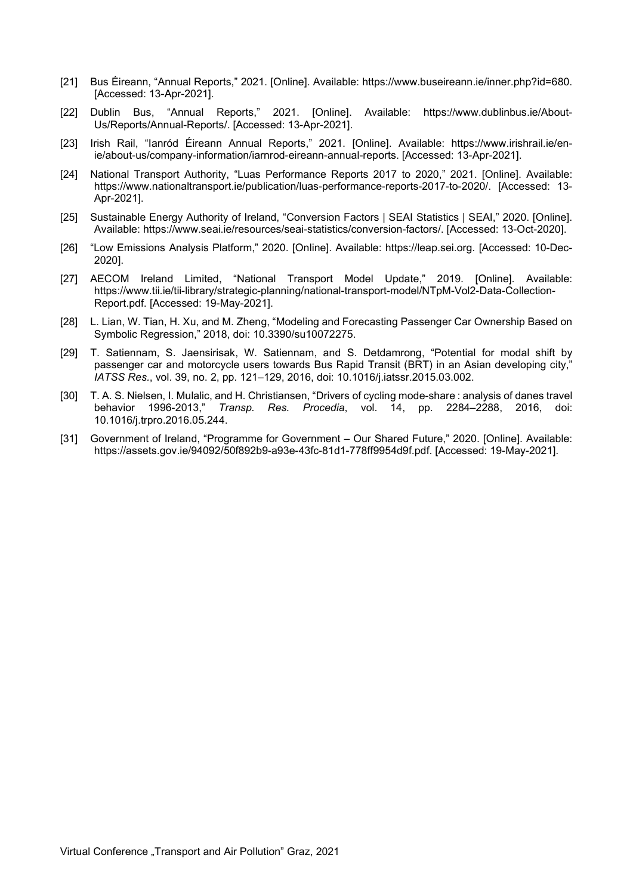[21] Bus Éireann, "Annual Reports," 2021. [Online]. Available: https://www.buseireann.ie/inner.php?id=680. [Accessed: 13-Apr-2021].

[22] Dublin Bus, "Annual Reports," 2021. [Online]. Available: https://www.dublinbus.ie/About-Us/Reports/Annual-Reports/. [Accessed: 13-Apr-2021].

[23] Irish Rail, "Iarnród Éireann Annual Reports," 2021. [Online]. Available: https://www.irishrail.ie/en-ie/about-us/company-information/iarnrod-eireann-annual-reports. [Accessed: 13-Apr-2021].

[24] National Transport Authority, "Luas Performance Reports 2017 to 2020," 2021. [Online]. Available: https://www.nationaltransport.ie/publication/luas-performance-reports-2017-to-2020/. [Accessed: 13-Apr-2021].

[25] Sustainable Energy Authority of Ireland, "Conversion Factors | SEAI Statistics | SEAI," 2020. [Online]. Available: https://www.seai.ie/resources/seai-statistics/conversion-factors/. [Accessed: 13-Oct-2020].

[26] "Low Emissions Analysis Platform," 2020. [Online]. Available: https://leap.sei.org. [Accessed: 10-Dec-2020].

[27] AECOM Ireland Limited, "National Transport Model Update," 2019. [Online]. Available: https://www.tii.ie/tii-library/strategic-planning/national-transport-model/NTpM-Vol2-Data-Collection-Report.pdf. [Accessed: 19-May-2021].

[28] L. Lian, W. Tian, H. Xu, and M. Zheng, "Modeling and Forecasting Passenger Car Ownership Based on Symbolic Regression," 2018, doi: 10.3390/su10072275.

[29] T. Satiennam, S. Jaensirisak, W. Satiennam, and S. Detdamrong, "Potential for modal shift by passenger car and motorcycle users towards Bus Rapid Transit (BRT) in an Asian developing city," *IATSS Res.*, vol. 39, no. 2, pp. 121–129, 2016, doi: 10.1016/j.iatssr.2015.03.002.

[30] T. A. S. Nielsen, I. Mulalic, and H. Christiansen, "Drivers of cycling mode-share : analysis of danes travel behavior 1996-2013," *Transp. Res. Procedia*, vol. 14, pp. 2284–2288, 2016, doi: 10.1016/j.trpro.2016.05.244.

[31] Government of Ireland, "Programme for Government – Our Shared Future," 2020. [Online]. Available: https://assets.gov.ie/94092/50f892b9-a93e-43fc-81d1-778ff9954d9f.pdf. [Accessed: 19-May-2021].